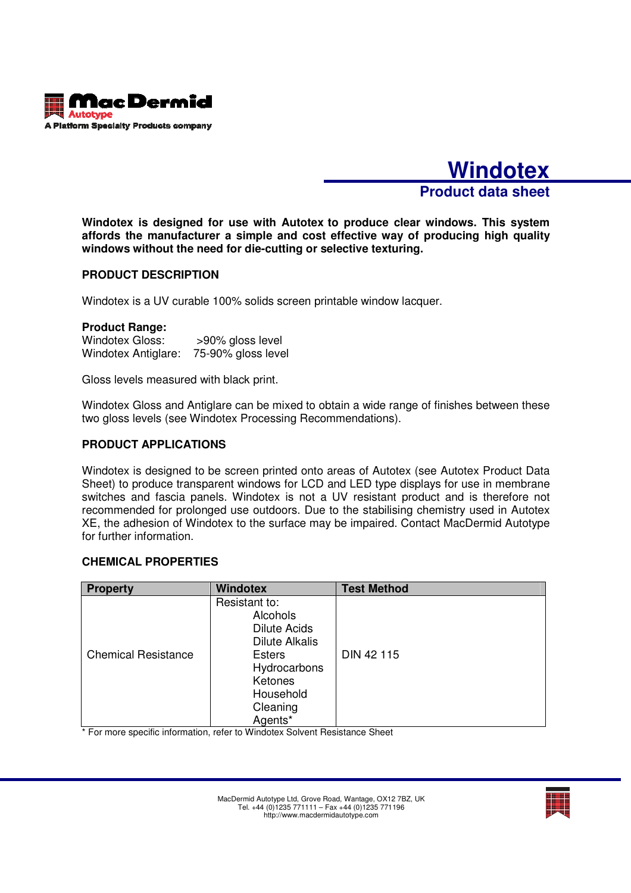MacDermid Autotype

A Platform Specialty Products company

# Windotex

## Product data sheet

**Windotex is designed for use with Autotex to produce clear windows. This system affords the manufacturer a simple and cost effective way of producing high quality windows without the need for die-cutting or selective texturing.**

### PRODUCT DESCRIPTION

Windotex is a UV curable 100% solids screen printable window lacquer.

**Product Range:**
Windotex Gloss: >90% gloss level
Windotex Antiglare: 75-90% gloss level

Gloss levels measured with black print.

Windotex Gloss and Antiglare can be mixed to obtain a wide range of finishes between these two gloss levels (see Windotex Processing Recommendations).

### PRODUCT APPLICATIONS

Windotex is designed to be screen printed onto areas of Autotex (see Autotex Product Data Sheet) to produce transparent windows for LCD and LED type displays for use in membrane switches and fascia panels. Windotex is not a UV resistant product and is therefore not recommended for prolonged use outdoors. Due to the stabilising chemistry used in Autotex XE, the adhesion of Windotex to the surface may be impaired. Contact MacDermid Autotype for further information.

### CHEMICAL PROPERTIES

| Property | Windotex | Test Method |
|---|---|---|
| Chemical Resistance | Resistant to: Alcohols, Dilute Acids, Dilute Alkalis, Esters, Hydrocarbons, Ketones, Household Cleaning Agents* | DIN 42 115 |

* For more specific information, refer to Windotex Solvent Resistance Sheet

MacDermid Autotype Ltd, Grove Road, Wantage, OX12 7BZ, UK
Tel. +44 (0)1235 771111 – Fax +44 (0)1235 771196
http://www.macdermidautotype.com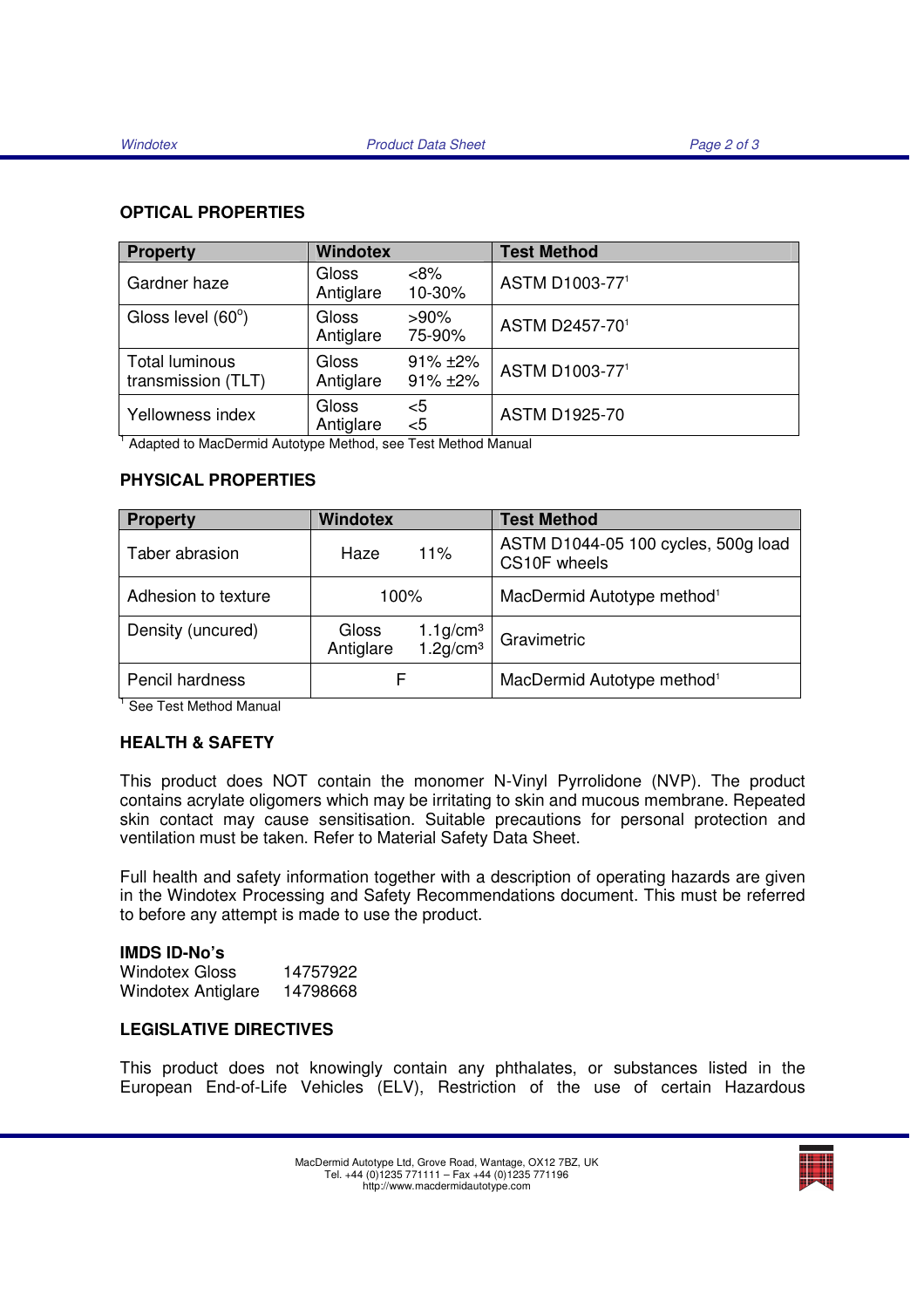## OPTICAL PROPERTIES

| Property | Windotex | Test Method |
|---|---|---|
| Gardner haze | Gloss <8%<br>Antiglare 10-30% | ASTM D1003-77[1] |
| Gloss level (60°) | Gloss >90%<br>Antiglare 75-90% | ASTM D2457-70[1] |
| Total luminous transmission (TLT) | Gloss 91% ±2%<br>Antiglare 91% ±2% | ASTM D1003-77[1] |
| Yellowness index | Gloss <5<br>Antiglare <5 | ASTM D1925-70 |

[1] Adapted to MacDermid Autotype Method, see Test Method Manual

## PHYSICAL PROPERTIES

| Property | Windotex | Test Method |
|---|---|---|
| Taber abrasion | Haze 11% | ASTM D1044-05 100 cycles, 500g load CS10F wheels |
| Adhesion to texture | 100% | MacDermid Autotype method[1] |
| Density (uncured) | Gloss 1.1g/cm³<br>Antiglare 1.2g/cm³ | Gravimetric |
| Pencil hardness | F | MacDermid Autotype method[1] |

[1] See Test Method Manual

## HEALTH & SAFETY

This product does NOT contain the monomer N-Vinyl Pyrrolidone (NVP). The product contains acrylate oligomers which may be irritating to skin and mucous membrane. Repeated skin contact may cause sensitisation. Suitable precautions for personal protection and ventilation must be taken. Refer to Material Safety Data Sheet.

Full health and safety information together with a description of operating hazards are given in the Windotex Processing and Safety Recommendations document. This must be referred to before any attempt is made to use the product.

**IMDS ID-No's**

Windotex Gloss 14757922
Windotex Antiglare 14798668

## LEGISLATIVE DIRECTIVES

This product does not knowingly contain any phthalates, or substances listed in the European End-of-Life Vehicles (ELV), Restriction of the use of certain Hazardous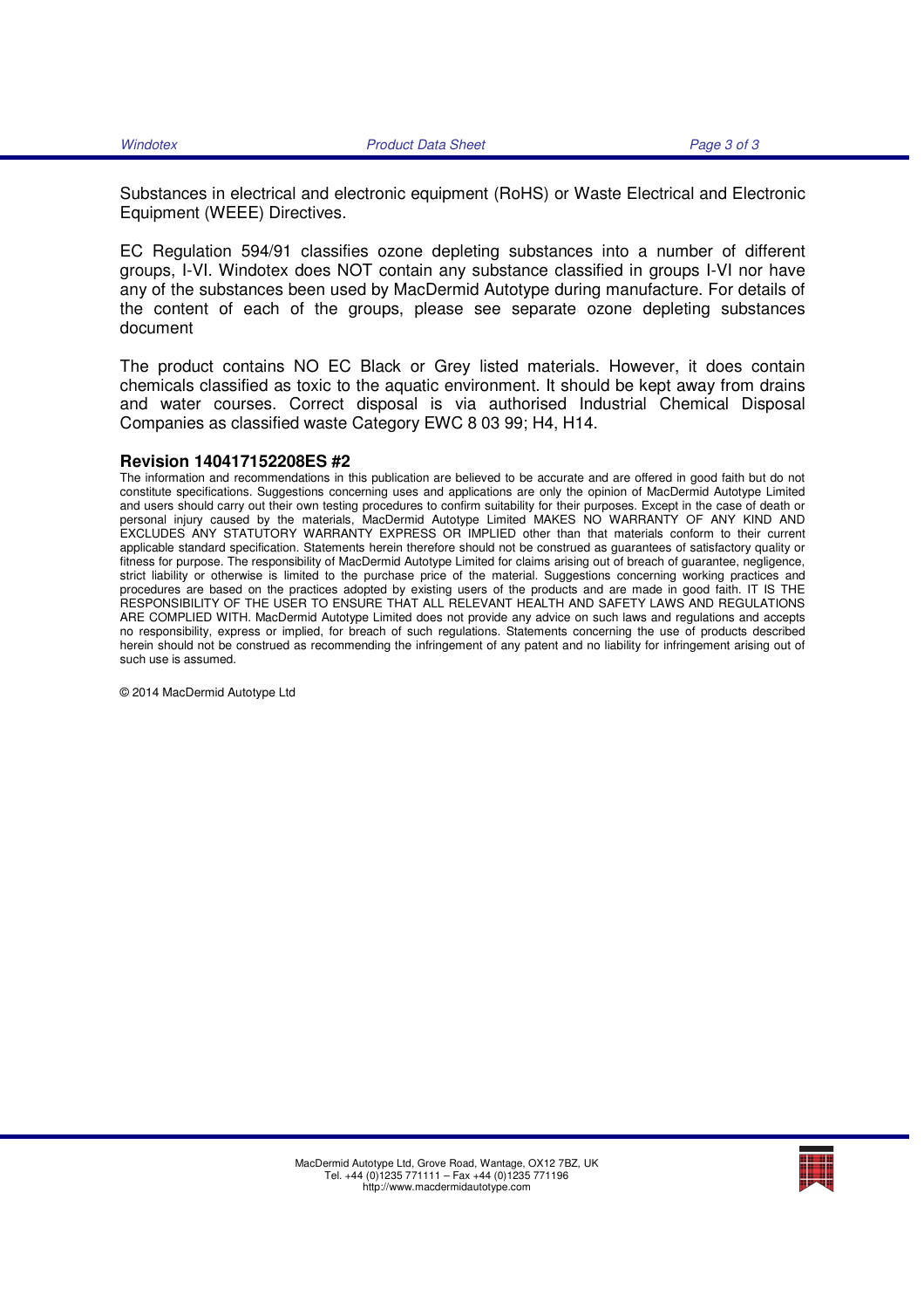Substances in electrical and electronic equipment (RoHS) or Waste Electrical and Electronic Equipment (WEEE) Directives.

EC Regulation 594/91 classifies ozone depleting substances into a number of different groups, I-VI. Windotex does NOT contain any substance classified in groups I-VI nor have any of the substances been used by MacDermid Autotype during manufacture. For details of the content of each of the groups, please see separate ozone depleting substances document

The product contains NO EC Black or Grey listed materials. However, it does contain chemicals classified as toxic to the aquatic environment. It should be kept away from drains and water courses. Correct disposal is via authorised Industrial Chemical Disposal Companies as classified waste Category EWC 8 03 99; H4, H14.

**Revision 140417152208ES #2**

The information and recommendations in this publication are believed to be accurate and are offered in good faith but do not constitute specifications. Suggestions concerning uses and applications are only the opinion of MacDermid Autotype Limited and users should carry out their own testing procedures to confirm suitability for their purposes. Except in the case of death or personal injury caused by the materials, MacDermid Autotype Limited MAKES NO WARRANTY OF ANY KIND AND EXCLUDES ANY STATUTORY WARRANTY EXPRESS OR IMPLIED other than that materials conform to their current applicable standard specification. Statements herein therefore should not be construed as guarantees of satisfactory quality or fitness for purpose. The responsibility of MacDermid Autotype Limited for claims arising out of breach of guarantee, negligence, strict liability or otherwise is limited to the purchase price of the material. Suggestions concerning working practices and procedures are based on the practices adopted by existing users of the products and are made in good faith. IT IS THE RESPONSIBILITY OF THE USER TO ENSURE THAT ALL RELEVANT HEALTH AND SAFETY LAWS AND REGULATIONS ARE COMPLIED WITH. MacDermid Autotype Limited does not provide any advice on such laws and regulations and accepts no responsibility, express or implied, for breach of such regulations. Statements concerning the use of products described herein should not be construed as recommending the infringement of any patent and no liability for infringement arising out of such use is assumed.

© 2014 MacDermid Autotype Ltd

MacDermid Autotype Ltd, Grove Road, Wantage, OX12 7BZ, UK
Tel. +44 (0)1235 771111 – Fax +44 (0)1235 771196
http://www.macdermidautotype.com